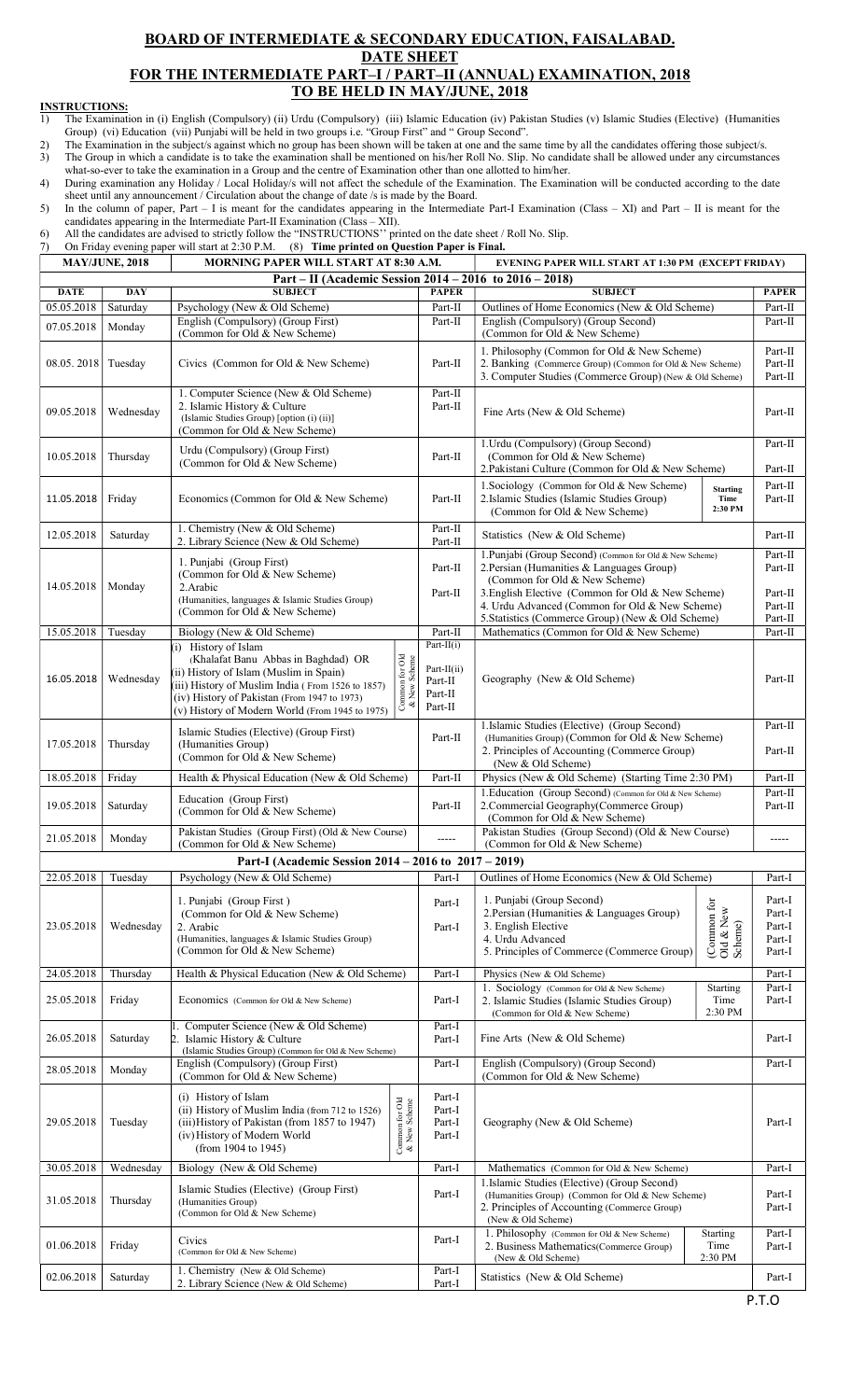## BOARD OF INTERMEDIATE & SECONDARY EDUCATION, FAISALABAD.
## DATE SHEET
## FOR THE INTERMEDIATE PART–I / PART–II (ANNUAL) EXAMINATION, 2018
## TO BE HELD IN MAY/JUNE, 2018

**INSTRUCTIONS:**

1) The Examination in (i) English (Compulsory) (ii) Urdu (Compulsory) (iii) Islamic Education (iv) Pakistan Studies (v) Islamic Studies (Elective) (Humanities Group) (vi) Education (vii) Punjabi will be held in two groups i.e. "Group First" and " Group Second".
2) The Examination in the subject/s against which no group has been shown will be taken at one and the same time by all the candidates offering those subject/s.
3) The Group in which a candidate is to take the examination shall be mentioned on his/her Roll No. Slip. No candidate shall be allowed under any circumstances what-so-ever to take the examination in a Group and the centre of Examination other than one allotted to him/her.
4) During examination any Holiday / Local Holiday/s will not affect the schedule of the Examination. The Examination will be conducted according to the date sheet until any announcement / Circulation about the change of date /s is made by the Board.
5) In the column of paper, Part – I is meant for the candidates appearing in the Intermediate Part-I Examination (Class – XI) and Part – II is meant for the candidates appearing in the Intermediate Part-II Examination (Class – XII).
6) All the candidates are advised to strictly follow the "INSTRUCTIONS'' printed on the date sheet / Roll No. Slip.
7) On Friday evening paper will start at 2:30 P.M. (8) **Time printed on Question Paper is Final.**

| MAY/JUNE, 2018 | | MORNING PAPER WILL START AT 8:30 A.M. | | EVENING PAPER WILL START AT 1:30 PM (EXCEPT FRIDAY) | |
|---|---|---|---|---|---|
| **Part – II (Academic Session 2014 – 2016 to 2016 – 2018)** | | | | | |
| **DATE** | **DAY** | **SUBJECT** | **PAPER** | **SUBJECT** | **PAPER** |
| 05.05.2018 | Saturday | Psychology (New & Old Scheme) | Part-II | Outlines of Home Economics (New & Old Scheme) | Part-II |
| 07.05.2018 | Monday | English (Compulsory) (Group First) (Common for Old & New Scheme) | Part-II | English (Compulsory) (Group Second) (Common for Old & New Scheme) | Part-II |
| 08.05.2018 | Tuesday | Civics (Common for Old & New Scheme) | Part-II | 1. Philosophy (Common for Old & New Scheme)<br>2. Banking (Commerce Group) (Common for Old & New Scheme)<br>3. Computer Studies (Commerce Group) (New & Old Scheme) | Part-II<br>Part-II<br>Part-II |
| 09.05.2018 | Wednesday | 1. Computer Science (New & Old Scheme)<br>2. Islamic History & Culture (Islamic Studies Group) [option (i) (ii)] (Common for Old & New Scheme) | Part-II<br>Part-II | Fine Arts (New & Old Scheme) | Part-II |
| 10.05.2018 | Thursday | Urdu (Compulsory) (Group First) (Common for Old & New Scheme) | Part-II | 1.Urdu (Compulsory) (Group Second) (Common for Old & New Scheme)<br>2.Pakistani Culture (Common for Old & New Scheme) | Part-II<br>Part-II |
| 11.05.2018 | Friday | Economics (Common for Old & New Scheme) | Part-II | 1.Sociology (Common for Old & New Scheme)<br>2.Islamic Studies (Islamic Studies Group) (Common for Old & New Scheme)<br>**Starting Time 2:30 PM** | Part-II<br>Part-II |
| 12.05.2018 | Saturday | 1. Chemistry (New & Old Scheme)<br>2. Library Science (New & Old Scheme) | Part-II<br>Part-II | Statistics (New & Old Scheme) | Part-II |
| 14.05.2018 | Monday | 1. Punjabi (Group First) (Common for Old & New Scheme)<br>2.Arabic (Humanities, languages & Islamic Studies Group) (Common for Old & New Scheme) | Part-II<br>Part-II | 1.Punjabi (Group Second) (Common for Old & New Scheme)<br>2.Persian (Humanities & Languages Group) (Common for Old & New Scheme)<br>3.English Elective (Common for Old & New Scheme)<br>4. Urdu Advanced (Common for Old & New Scheme)<br>5.Statistics (Commerce Group) (New & Old Scheme) | Part-II<br>Part-II<br>Part-II<br>Part-II<br>Part-II |
| 15.05.2018 | Tuesday | Biology (New & Old Scheme) | Part-II | Mathematics (Common for Old & New Scheme) | Part-II |
| 16.05.2018 | Wednesday | (i) History of Islam (Khalafat Banu Abbas in Baghdad) OR<br>(ii) History of Islam (Muslim in Spain)<br>(iii) History of Muslim India ( From 1526 to 1857)<br>(iv) History of Pakistan (From 1947 to 1973)<br>(v) History of Modern World (From 1945 to 1975)<br>(Common for Old & New Scheme) | Part-II(i)<br>Part-II(ii)<br>Part-II<br>Part-II<br>Part-II | Geography (New & Old Scheme) | Part-II |
| 17.05.2018 | Thursday | Islamic Studies (Elective) (Group First) (Humanities Group) (Common for Old & New Scheme) | Part-II | 1.Islamic Studies (Elective) (Group Second) (Humanities Group) (Common for Old & New Scheme)<br>2. Principles of Accounting (Commerce Group) (New & Old Scheme) | Part-II<br>Part-II |
| 18.05.2018 | Friday | Health & Physical Education (New & Old Scheme) | Part-II | Physics (New & Old Scheme) (Starting Time 2:30 PM) | Part-II |
| 19.05.2018 | Saturday | Education (Group First) (Common for Old & New Scheme) | Part-II | 1.Education (Group Second) (Common for Old & New Scheme)<br>2.Commercial Geography(Commerce Group) (Common for Old & New Scheme) | Part-II<br>Part-II |
| 21.05.2018 | Monday | Pakistan Studies (Group First) (Old & New Course) (Common for Old & New Scheme) | ----- | Pakistan Studies (Group Second) (Old & New Course) (Common for Old & New Scheme) | ----- |
| **Part-I (Academic Session 2014 – 2016 to 2017 – 2019)** | | | | | |
| 22.05.2018 | Tuesday | Psychology (New & Old Scheme) | Part-I | Outlines of Home Economics (New & Old Scheme) | Part-I |
| 23.05.2018 | Wednesday | 1. Punjabi (Group First ) (Common for Old & New Scheme)<br>2. Arabic (Humanities, languages & Islamic Studies Group) (Common for Old & New Scheme) | Part-I<br>Part-I | 1. Punjabi (Group Second)<br>2.Persian (Humanities & Languages Group)<br>3. English Elective<br>4. Urdu Advanced<br>5. Principles of Commerce (Commerce Group)<br>(Common for Old & New Scheme) | Part-I<br>Part-I<br>Part-I<br>Part-I<br>Part-I |
| 24.05.2018 | Thursday | Health & Physical Education (New & Old Scheme) | Part-I | Physics (New & Old Scheme) | Part-I |
| 25.05.2018 | Friday | Economics (Common for Old & New Scheme) | Part-I | 1. Sociology (Common for Old & New Scheme)<br>2. Islamic Studies (Islamic Studies Group) (Common for Old & New Scheme)<br>Starting Time 2:30 PM | Part-I<br>Part-I |
| 26.05.2018 | Saturday | 1. Computer Science (New & Old Scheme)<br>2. Islamic History & Culture (Islamic Studies Group) (Common for Old & New Scheme) | Part-I<br>Part-I | Fine Arts (New & Old Scheme) | Part-I |
| 28.05.2018 | Monday | English (Compulsory) (Group First) (Common for Old & New Scheme) | Part-I | English (Compulsory) (Group Second) (Common for Old & New Scheme) | Part-I |
| 29.05.2018 | Tuesday | (i) History of Islam<br>(ii) History of Muslim India (from 712 to 1526)<br>(iii)History of Pakistan (from 1857 to 1947)<br>(iv)History of Modern World (from 1904 to 1945)<br>(Common for Old & New Scheme) | Part-I<br>Part-I<br>Part-I<br>Part-I | Geography (New & Old Scheme) | Part-I |
| 30.05.2018 | Wednesday | Biology (New & Old Scheme) | Part-I | Mathematics (Common for Old & New Scheme) | Part-I |
| 31.05.2018 | Thursday | Islamic Studies (Elective) (Group First) (Humanities Group) (Common for Old & New Scheme) | Part-I | 1.Islamic Studies (Elective) (Group Second) (Humanities Group) (Common for Old & New Scheme)<br>2. Principles of Accounting (Commerce Group) (New & Old Scheme) | Part-I<br>Part-I |
| 01.06.2018 | Friday | Civics (Common for Old & New Scheme) | Part-I | 1. Philosophy (Common for Old & New Scheme)<br>2. Business Mathematics(Commerce Group) (New & Old Scheme)<br>Starting Time 2:30 PM | Part-I<br>Part-I |
| 02.06.2018 | Saturday | 1. Chemistry (New & Old Scheme)<br>2. Library Science (New & Old Scheme) | Part-I<br>Part-I | Statistics (New & Old Scheme) | Part-I |

P.T.O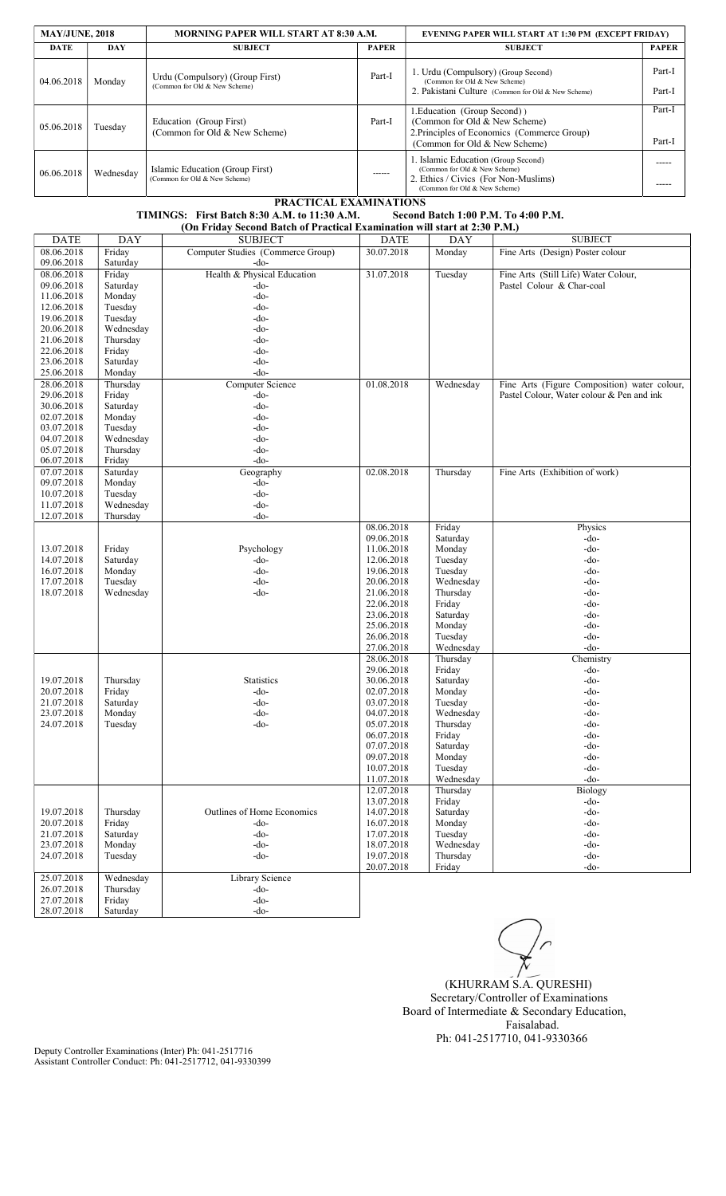| MAY/JUNE, 2018 | | MORNING PAPER WILL START AT 8:30 A.M. | | EVENING PAPER WILL START AT 1:30 PM (EXCEPT FRIDAY) | |
|---|---|---|---|---|---|
| **DATE** | **DAY** | **SUBJECT** | **PAPER** | **SUBJECT** | **PAPER** |
| 04.06.2018 | Monday | Urdu (Compulsory) (Group First) (Common for Old & New Scheme) | Part-I | 1. Urdu (Compulsory) (Group Second) (Common for Old & New Scheme) 2. Pakistani Culture (Common for Old & New Scheme) | Part-I Part-I |
| 05.06.2018 | Tuesday | Education (Group First) (Common for Old & New Scheme) | Part-I | 1.Education (Group Second) ) (Common for Old & New Scheme) 2.Principles of Economics (Commerce Group) (Common for Old & New Scheme) | Part-I Part-I |
| 06.06.2018 | Wednesday | Islamic Education (Group First) (Common for Old & New Scheme) | ------ | 1. Islamic Education (Group Second) (Common for Old & New Scheme) 2. Ethics / Civics (For Non-Muslims) (Common for Old & New Scheme) | ----- ----- |

## PRACTICAL EXAMINATIONS

**TIMINGS: First Batch 8:30 A.M. to 11:30 A.M. Second Batch 1:00 P.M. To 4:00 P.M.**

**(On Friday Second Batch of Practical Examination will start at 2:30 P.M.)**

| DATE | DAY | SUBJECT | DATE | DAY | SUBJECT |
|---|---|---|---|---|---|
| 08.06.2018 | Friday | Computer Studies (Commerce Group) | 30.07.2018 | Monday | Fine Arts (Design) Poster colour |
| 09.06.2018 | Saturday | -do- | | | |
| 08.06.2018 | Friday | Health & Physical Education | 31.07.2018 | Tuesday | Fine Arts (Still Life) Water Colour, Pastel Colour & Char-coal |
| 09.06.2018 | Saturday | -do- | | | |
| 11.06.2018 | Monday | -do- | | | |
| 12.06.2018 | Tuesday | -do- | | | |
| 19.06.2018 | Tuesday | -do- | | | |
| 20.06.2018 | Wednesday | -do- | | | |
| 21.06.2018 | Thursday | -do- | | | |
| 22.06.2018 | Friday | -do- | | | |
| 23.06.2018 | Saturday | -do- | | | |
| 25.06.2018 | Monday | -do- | | | |
| 28.06.2018 | Thursday | Computer Science | 01.08.2018 | Wednesday | Fine Arts (Figure Composition) water colour, Pastel Colour, Water colour & Pen and ink |
| 29.06.2018 | Friday | -do- | | | |
| 30.06.2018 | Saturday | -do- | | | |
| 02.07.2018 | Monday | -do- | | | |
| 03.07.2018 | Tuesday | -do- | | | |
| 04.07.2018 | Wednesday | -do- | | | |
| 05.07.2018 | Thursday | -do- | | | |
| 06.07.2018 | Friday | -do- | | | |
| 07.07.2018 | Saturday | Geography | 02.08.2018 | Thursday | Fine Arts (Exhibition of work) |
| 09.07.2018 | Monday | -do- | | | |
| 10.07.2018 | Tuesday | -do- | | | |
| 11.07.2018 | Wednesday | -do- | | | |
| 12.07.2018 | Thursday | -do- | | | |
| | | | 08.06.2018 | Friday | Physics |
| | | | 09.06.2018 | Saturday | -do- |
| 13.07.2018 | Friday | Psychology | 11.06.2018 | Monday | -do- |
| 14.07.2018 | Saturday | -do- | 12.06.2018 | Tuesday | -do- |
| 16.07.2018 | Monday | -do- | 19.06.2018 | Tuesday | -do- |
| 17.07.2018 | Tuesday | -do- | 20.06.2018 | Wednesday | -do- |
| 18.07.2018 | Wednesday | -do- | 21.06.2018 | Thursday | -do- |
| | | | 22.06.2018 | Friday | -do- |
| | | | 23.06.2018 | Saturday | -do- |
| | | | 25.06.2018 | Monday | -do- |
| | | | 26.06.2018 | Tuesday | -do- |
| | | | 27.06.2018 | Wednesday | -do- |
| | | | 28.06.2018 | Thursday | Chemistry |
| | | | 29.06.2018 | Friday | -do- |
| 19.07.2018 | Thursday | Statistics | 30.06.2018 | Saturday | -do- |
| 20.07.2018 | Friday | -do- | 02.07.2018 | Monday | -do- |
| 21.07.2018 | Saturday | -do- | 03.07.2018 | Tuesday | -do- |
| 23.07.2018 | Monday | -do- | 04.07.2018 | Wednesday | -do- |
| 24.07.2018 | Tuesday | -do- | 05.07.2018 | Thursday | -do- |
| | | | 06.07.2018 | Friday | -do- |
| | | | 07.07.2018 | Saturday | -do- |
| | | | 09.07.2018 | Monday | -do- |
| | | | 10.07.2018 | Tuesday | -do- |
| | | | 11.07.2018 | Wednesday | -do- |
| | | | 12.07.2018 | Thursday | Biology |
| | | | 13.07.2018 | Friday | -do- |
| 19.07.2018 | Thursday | Outlines of Home Economics | 14.07.2018 | Saturday | -do- |
| 20.07.2018 | Friday | -do- | 16.07.2018 | Monday | -do- |
| 21.07.2018 | Saturday | -do- | 17.07.2018 | Tuesday | -do- |
| 23.07.2018 | Monday | -do- | 18.07.2018 | Wednesday | -do- |
| 24.07.2018 | Tuesday | -do- | 19.07.2018 | Thursday | -do- |
| | | | 20.07.2018 | Friday | -do- |
| 25.07.2018 | Wednesday | Library Science | | | |
| 26.07.2018 | Thursday | -do- | | | |
| 27.07.2018 | Friday | -do- | | | |
| 28.07.2018 | Saturday | -do- | | | |

(KHURRAM S.A. QURESHI)
Secretary/Controller of Examinations
Board of Intermediate & Secondary Education,
Faisalabad.
Ph: 041-2517710, 041-9330366

Deputy Controller Examinations (Inter) Ph: 041-2517716
Assistant Controller Conduct: Ph: 041-2517712, 041-9330399